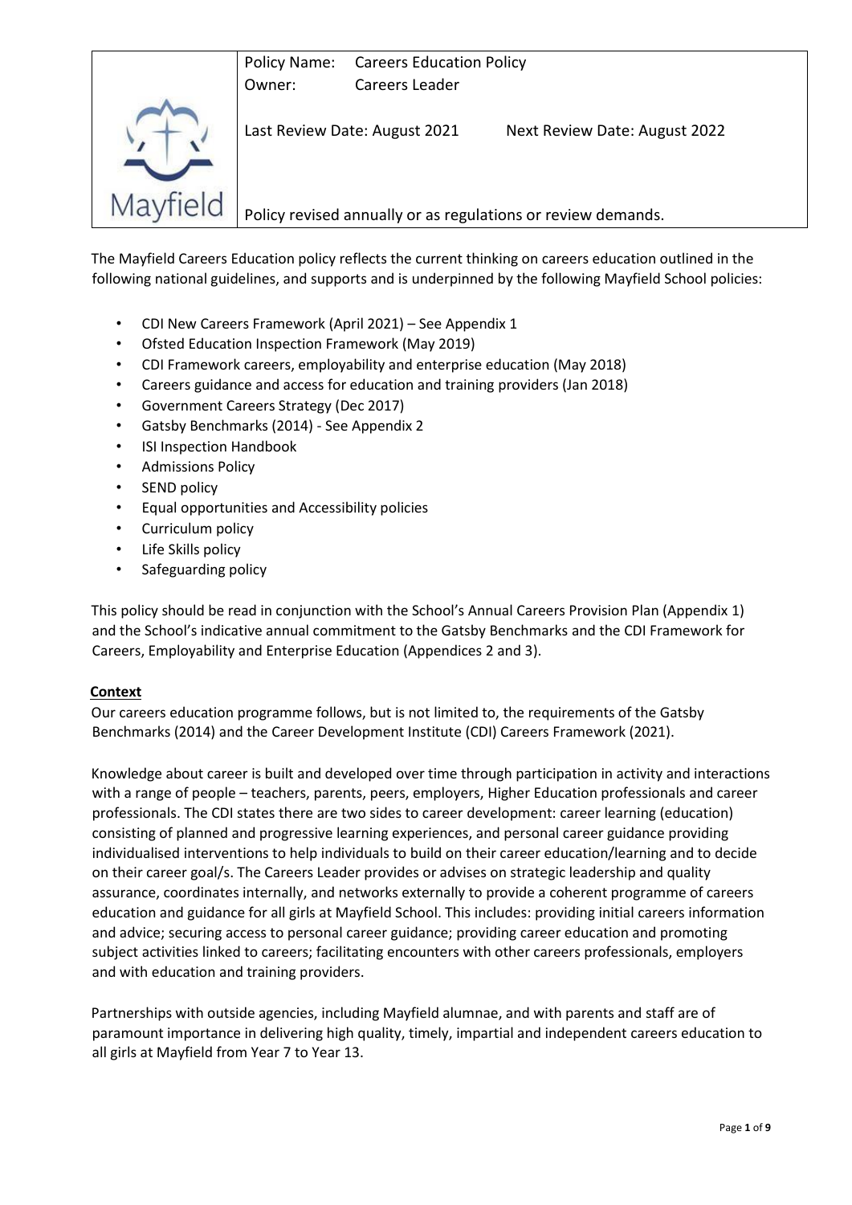| Mayfield | Policy Name: Careers Education Policy | |
|---|---|---|
| | Owner: Careers Leader | |
| | Last Review Date: August 2021 | Next Review Date: August 2022 |
| | Policy revised annually or as regulations or review demands. | |

The Mayfield Careers Education policy reflects the current thinking on careers education outlined in the following national guidelines, and supports and is underpinned by the following Mayfield School policies:

- CDI New Careers Framework (April 2021) – See Appendix 1
- Ofsted Education Inspection Framework (May 2019)
- CDI Framework careers, employability and enterprise education (May 2018)
- Careers guidance and access for education and training providers (Jan 2018)
- Government Careers Strategy (Dec 2017)
- Gatsby Benchmarks (2014) - See Appendix 2
- ISI Inspection Handbook
- Admissions Policy
- SEND policy
- Equal opportunities and Accessibility policies
- Curriculum policy
- Life Skills policy
- Safeguarding policy

This policy should be read in conjunction with the School's Annual Careers Provision Plan (Appendix 1) and the School's indicative annual commitment to the Gatsby Benchmarks and the CDI Framework for Careers, Employability and Enterprise Education (Appendices 2 and 3).

## Context

Our careers education programme follows, but is not limited to, the requirements of the Gatsby Benchmarks (2014) and the Career Development Institute (CDI) Careers Framework (2021).

Knowledge about career is built and developed over time through participation in activity and interactions with a range of people – teachers, parents, peers, employers, Higher Education professionals and career professionals. The CDI states there are two sides to career development: career learning (education) consisting of planned and progressive learning experiences, and personal career guidance providing individualised interventions to help individuals to build on their career education/learning and to decide on their career goal/s. The Careers Leader provides or advises on strategic leadership and quality assurance, coordinates internally, and networks externally to provide a coherent programme of careers education and guidance for all girls at Mayfield School. This includes: providing initial careers information and advice; securing access to personal career guidance; providing career education and promoting subject activities linked to careers; facilitating encounters with other careers professionals, employers and with education and training providers.

Partnerships with outside agencies, including Mayfield alumnae, and with parents and staff are of paramount importance in delivering high quality, timely, impartial and independent careers education to all girls at Mayfield from Year 7 to Year 13.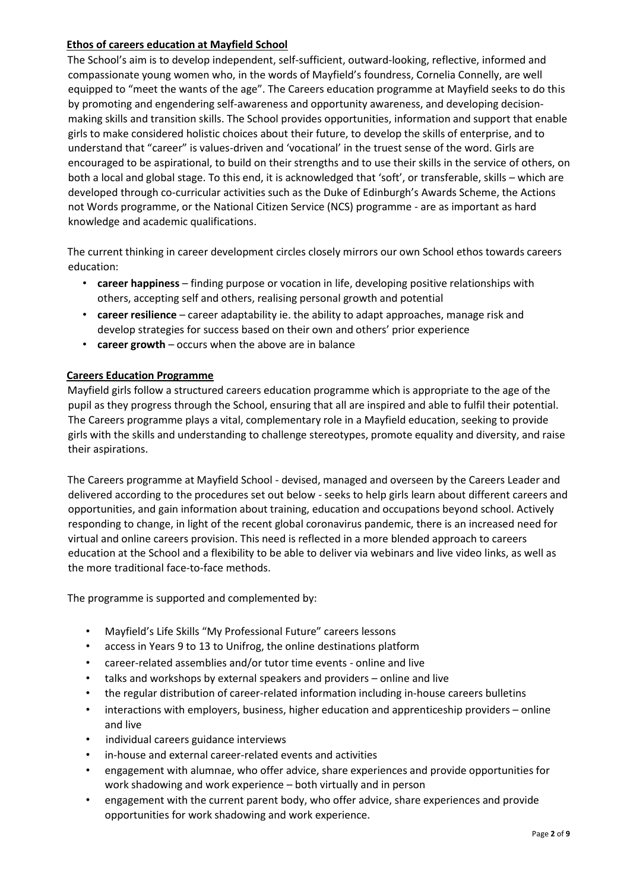## Ethos of careers education at Mayfield School

The School's aim is to develop independent, self-sufficient, outward-looking, reflective, informed and compassionate young women who, in the words of Mayfield's foundress, Cornelia Connelly, are well equipped to "meet the wants of the age". The Careers education programme at Mayfield seeks to do this by promoting and engendering self-awareness and opportunity awareness, and developing decision-making skills and transition skills. The School provides opportunities, information and support that enable girls to make considered holistic choices about their future, to develop the skills of enterprise, and to understand that "career" is values-driven and 'vocational' in the truest sense of the word. Girls are encouraged to be aspirational, to build on their strengths and to use their skills in the service of others, on both a local and global stage. To this end, it is acknowledged that 'soft', or transferable, skills – which are developed through co-curricular activities such as the Duke of Edinburgh's Awards Scheme, the Actions not Words programme, or the National Citizen Service (NCS) programme - are as important as hard knowledge and academic qualifications.

The current thinking in career development circles closely mirrors our own School ethos towards careers education:

- **career happiness** – finding purpose or vocation in life, developing positive relationships with others, accepting self and others, realising personal growth and potential
- **career resilience** – career adaptability ie. the ability to adapt approaches, manage risk and develop strategies for success based on their own and others' prior experience
- **career growth** – occurs when the above are in balance

## Careers Education Programme

Mayfield girls follow a structured careers education programme which is appropriate to the age of the pupil as they progress through the School, ensuring that all are inspired and able to fulfil their potential. The Careers programme plays a vital, complementary role in a Mayfield education, seeking to provide girls with the skills and understanding to challenge stereotypes, promote equality and diversity, and raise their aspirations.

The Careers programme at Mayfield School - devised, managed and overseen by the Careers Leader and delivered according to the procedures set out below - seeks to help girls learn about different careers and opportunities, and gain information about training, education and occupations beyond school. Actively responding to change, in light of the recent global coronavirus pandemic, there is an increased need for virtual and online careers provision. This need is reflected in a more blended approach to careers education at the School and a flexibility to be able to deliver via webinars and live video links, as well as the more traditional face-to-face methods.

The programme is supported and complemented by:

- Mayfield's Life Skills "My Professional Future" careers lessons
- access in Years 9 to 13 to Unifrog, the online destinations platform
- career-related assemblies and/or tutor time events - online and live
- talks and workshops by external speakers and providers – online and live
- the regular distribution of career-related information including in-house careers bulletins
- interactions with employers, business, higher education and apprenticeship providers – online and live
- individual careers guidance interviews
- in-house and external career-related events and activities
- engagement with alumnae, who offer advice, share experiences and provide opportunities for work shadowing and work experience – both virtually and in person
- engagement with the current parent body, who offer advice, share experiences and provide opportunities for work shadowing and work experience.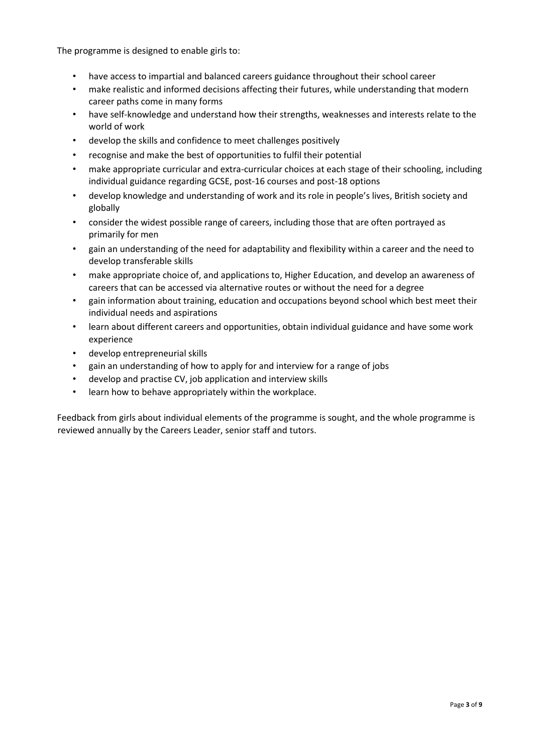The programme is designed to enable girls to:

- have access to impartial and balanced careers guidance throughout their school career
- make realistic and informed decisions affecting their futures, while understanding that modern career paths come in many forms
- have self-knowledge and understand how their strengths, weaknesses and interests relate to the world of work
- develop the skills and confidence to meet challenges positively
- recognise and make the best of opportunities to fulfil their potential
- make appropriate curricular and extra-curricular choices at each stage of their schooling, including individual guidance regarding GCSE, post-16 courses and post-18 options
- develop knowledge and understanding of work and its role in people's lives, British society and globally
- consider the widest possible range of careers, including those that are often portrayed as primarily for men
- gain an understanding of the need for adaptability and flexibility within a career and the need to develop transferable skills
- make appropriate choice of, and applications to, Higher Education, and develop an awareness of careers that can be accessed via alternative routes or without the need for a degree
- gain information about training, education and occupations beyond school which best meet their individual needs and aspirations
- learn about different careers and opportunities, obtain individual guidance and have some work experience
- develop entrepreneurial skills
- gain an understanding of how to apply for and interview for a range of jobs
- develop and practise CV, job application and interview skills
- learn how to behave appropriately within the workplace.

Feedback from girls about individual elements of the programme is sought, and the whole programme is reviewed annually by the Careers Leader, senior staff and tutors.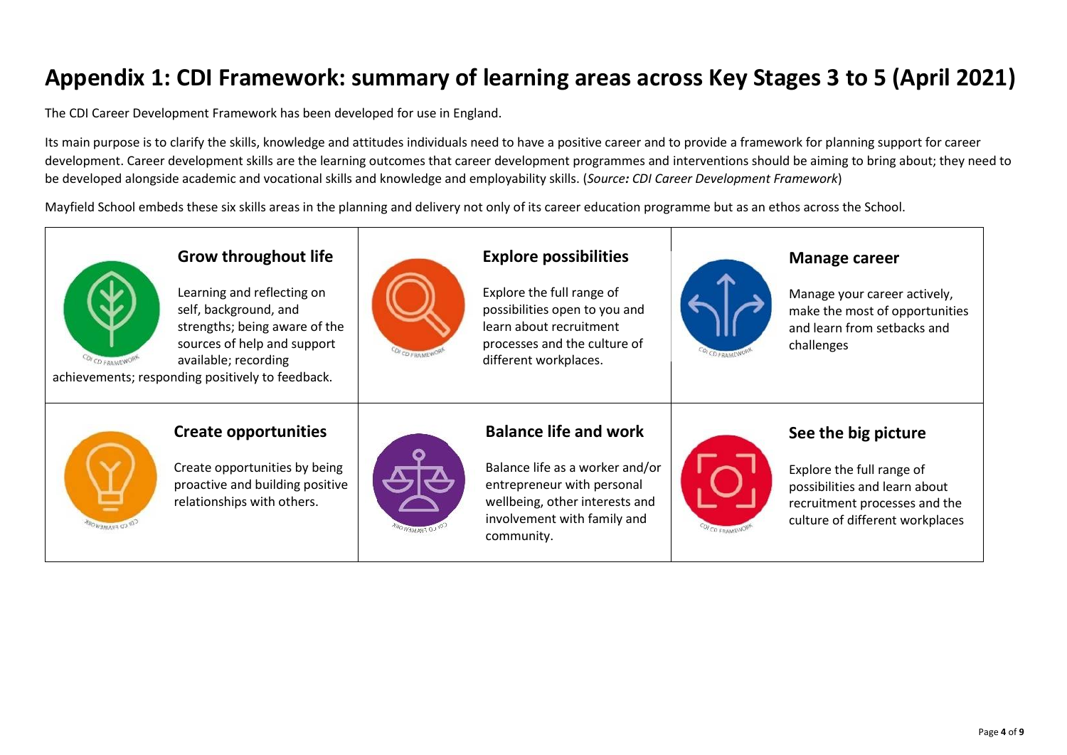# Appendix 1: CDI Framework: summary of learning areas across Key Stages 3 to 5 (April 2021)

The CDI Career Development Framework has been developed for use in England.

Its main purpose is to clarify the skills, knowledge and attitudes individuals need to have a positive career and to provide a framework for planning support for career development. Career development skills are the learning outcomes that career development programmes and interventions should be aiming to bring about; they need to be developed alongside academic and vocational skills and knowledge and employability skills. (*Source: CDI Career Development Framework*)

Mayfield School embeds these six skills areas in the planning and delivery not only of its career education programme but as an ethos across the School.

| **Grow throughout life** | **Explore possibilities** | **Manage career** |
| --- | --- | --- |
| Learning and reflecting on self, background, and strengths; being aware of the sources of help and support available; recording achievements; responding positively to feedback. | Explore the full range of possibilities open to you and learn about recruitment processes and the culture of different workplaces. | Manage your career actively, make the most of opportunities and learn from setbacks and challenges |
| **Create opportunities** | **Balance life and work** | **See the big picture** |
| Create opportunities by being proactive and building positive relationships with others. | Balance life as a worker and/or entrepreneur with personal wellbeing, other interests and involvement with family and community. | Explore the full range of possibilities and learn about recruitment processes and the culture of different workplaces |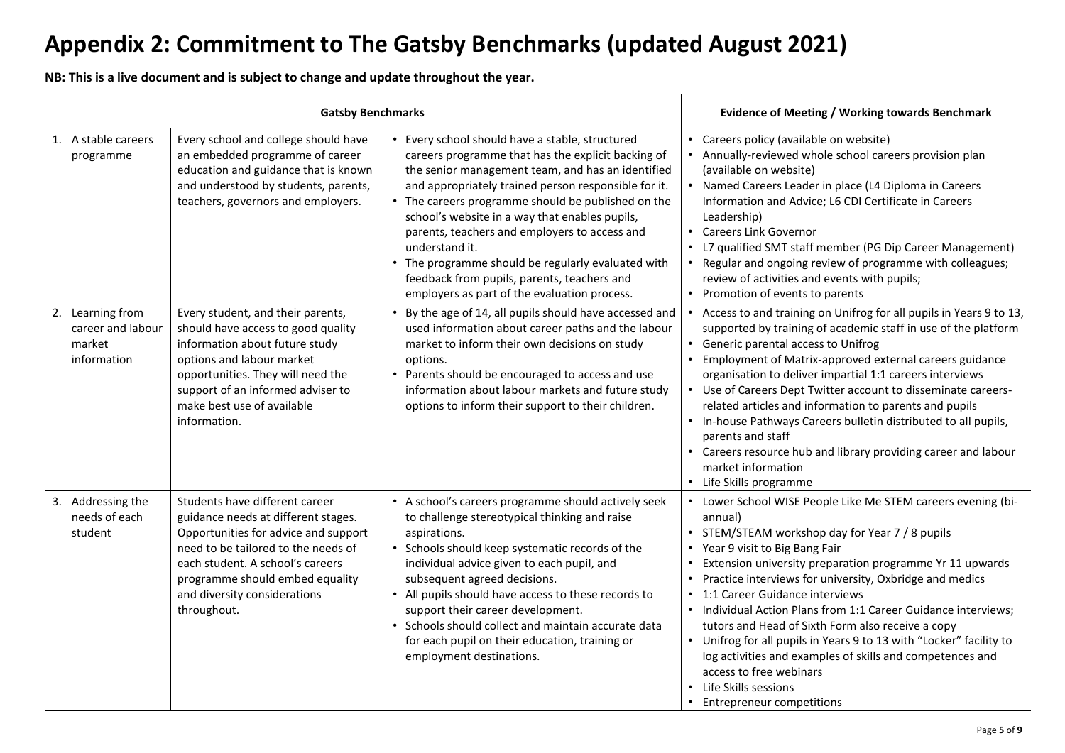# Appendix 2: Commitment to The Gatsby Benchmarks (updated August 2021)

**NB: This is a live document and is subject to change and update throughout the year.**

| Gatsby Benchmarks | | | Evidence of Meeting / Working towards Benchmark |
|---|---|---|---|
| 1. A stable careers programme | Every school and college should have an embedded programme of career education and guidance that is known and understood by students, parents, teachers, governors and employers. | • Every school should have a stable, structured careers programme that has the explicit backing of the senior management team, and has an identified and appropriately trained person responsible for it.<br>• The careers programme should be published on the school's website in a way that enables pupils, parents, teachers and employers to access and understand it.<br>• The programme should be regularly evaluated with feedback from pupils, parents, teachers and employers as part of the evaluation process. | • Careers policy (available on website)<br>• Annually-reviewed whole school careers provision plan (available on website)<br>• Named Careers Leader in place (L4 Diploma in Careers Information and Advice; L6 CDI Certificate in Careers Leadership)<br>• Careers Link Governor<br>• L7 qualified SMT staff member (PG Dip Career Management)<br>• Regular and ongoing review of programme with colleagues; review of activities and events with pupils;<br>• Promotion of events to parents |
| 2. Learning from career and labour market information | Every student, and their parents, should have access to good quality information about future study options and labour market opportunities. They will need the support of an informed adviser to make best use of available information. | • By the age of 14, all pupils should have accessed and used information about career paths and the labour market to inform their own decisions on study options.<br>• Parents should be encouraged to access and use information about labour markets and future study options to inform their support to their children. | • Access to and training on Unifrog for all pupils in Years 9 to 13, supported by training of academic staff in use of the platform<br>• Generic parental access to Unifrog<br>• Employment of Matrix-approved external careers guidance organisation to deliver impartial 1:1 careers interviews<br>• Use of Careers Dept Twitter account to disseminate careers-related articles and information to parents and pupils<br>• In-house Pathways Careers bulletin distributed to all pupils, parents and staff<br>• Careers resource hub and library providing career and labour market information<br>• Life Skills programme |
| 3. Addressing the needs of each student | Students have different career guidance needs at different stages. Opportunities for advice and support need to be tailored to the needs of each student. A school's careers programme should embed equality and diversity considerations throughout. | • A school's careers programme should actively seek to challenge stereotypical thinking and raise aspirations.<br>• Schools should keep systematic records of the individual advice given to each pupil, and subsequent agreed decisions.<br>• All pupils should have access to these records to support their career development.<br>• Schools should collect and maintain accurate data for each pupil on their education, training or employment destinations. | • Lower School WISE People Like Me STEM careers evening (bi-annual)<br>• STEM/STEAM workshop day for Year 7 / 8 pupils<br>• Year 9 visit to Big Bang Fair<br>• Extension university preparation programme Yr 11 upwards<br>• Practice interviews for university, Oxbridge and medics<br>• 1:1 Career Guidance interviews<br>• Individual Action Plans from 1:1 Career Guidance interviews; tutors and Head of Sixth Form also receive a copy<br>• Unifrog for all pupils in Years 9 to 13 with "Locker" facility to log activities and examples of skills and competences and access to free webinars<br>• Life Skills sessions<br>• Entrepreneur competitions |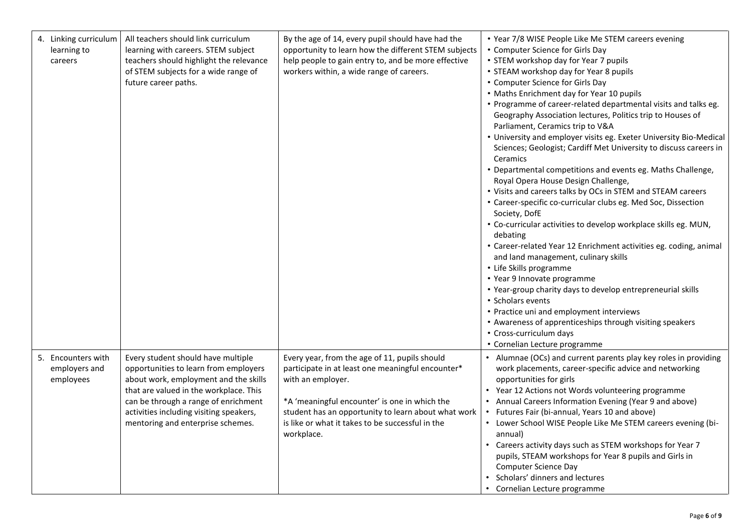| | | | |
|---|---|---|---|
| 4. Linking curriculum learning to careers | All teachers should link curriculum learning with careers. STEM subject teachers should highlight the relevance of STEM subjects for a wide range of future career paths. | By the age of 14, every pupil should have had the opportunity to learn how the different STEM subjects help people to gain entry to, and be more effective workers within, a wide range of careers. | • Year 7/8 WISE People Like Me STEM careers evening<br>• Computer Science for Girls Day<br>• STEM workshop day for Year 7 pupils<br>• STEAM workshop day for Year 8 pupils<br>• Computer Science for Girls Day<br>• Maths Enrichment day for Year 10 pupils<br>• Programme of career-related departmental visits and talks eg. Geography Association lectures, Politics trip to Houses of Parliament, Ceramics trip to V&A<br>• University and employer visits eg. Exeter University Bio-Medical Sciences; Geologist; Cardiff Met University to discuss careers in Ceramics<br>• Departmental competitions and events eg. Maths Challenge, Royal Opera House Design Challenge,<br>• Visits and careers talks by OCs in STEM and STEAM careers<br>• Career-specific co-curricular clubs eg. Med Soc, Dissection Society, DofE<br>• Co-curricular activities to develop workplace skills eg. MUN, debating<br>• Career-related Year 12 Enrichment activities eg. coding, animal and land management, culinary skills<br>• Life Skills programme<br>• Year 9 Innovate programme<br>• Year-group charity days to develop entrepreneurial skills<br>• Scholars events<br>• Practice uni and employment interviews<br>• Awareness of apprenticeships through visiting speakers<br>• Cross-curriculum days<br>• Cornelian Lecture programme |
| 5. Encounters with employers and employees | Every student should have multiple opportunities to learn from employers about work, employment and the skills that are valued in the workplace. This can be through a range of enrichment activities including visiting speakers, mentoring and enterprise schemes. | Every year, from the age of 11, pupils should participate in at least one meaningful encounter* with an employer.<br><br>*A 'meaningful encounter' is one in which the student has an opportunity to learn about what work is like or what it takes to be successful in the workplace. | • Alumnae (OCs) and current parents play key roles in providing work placements, career-specific advice and networking opportunities for girls<br>• Year 12 Actions not Words volunteering programme<br>• Annual Careers Information Evening (Year 9 and above)<br>• Futures Fair (bi-annual, Years 10 and above)<br>• Lower School WISE People Like Me STEM careers evening (bi-annual)<br>• Careers activity days such as STEM workshops for Year 7 pupils, STEAM workshops for Year 8 pupils and Girls in Computer Science Day<br>• Scholars' dinners and lectures<br>• Cornelian Lecture programme |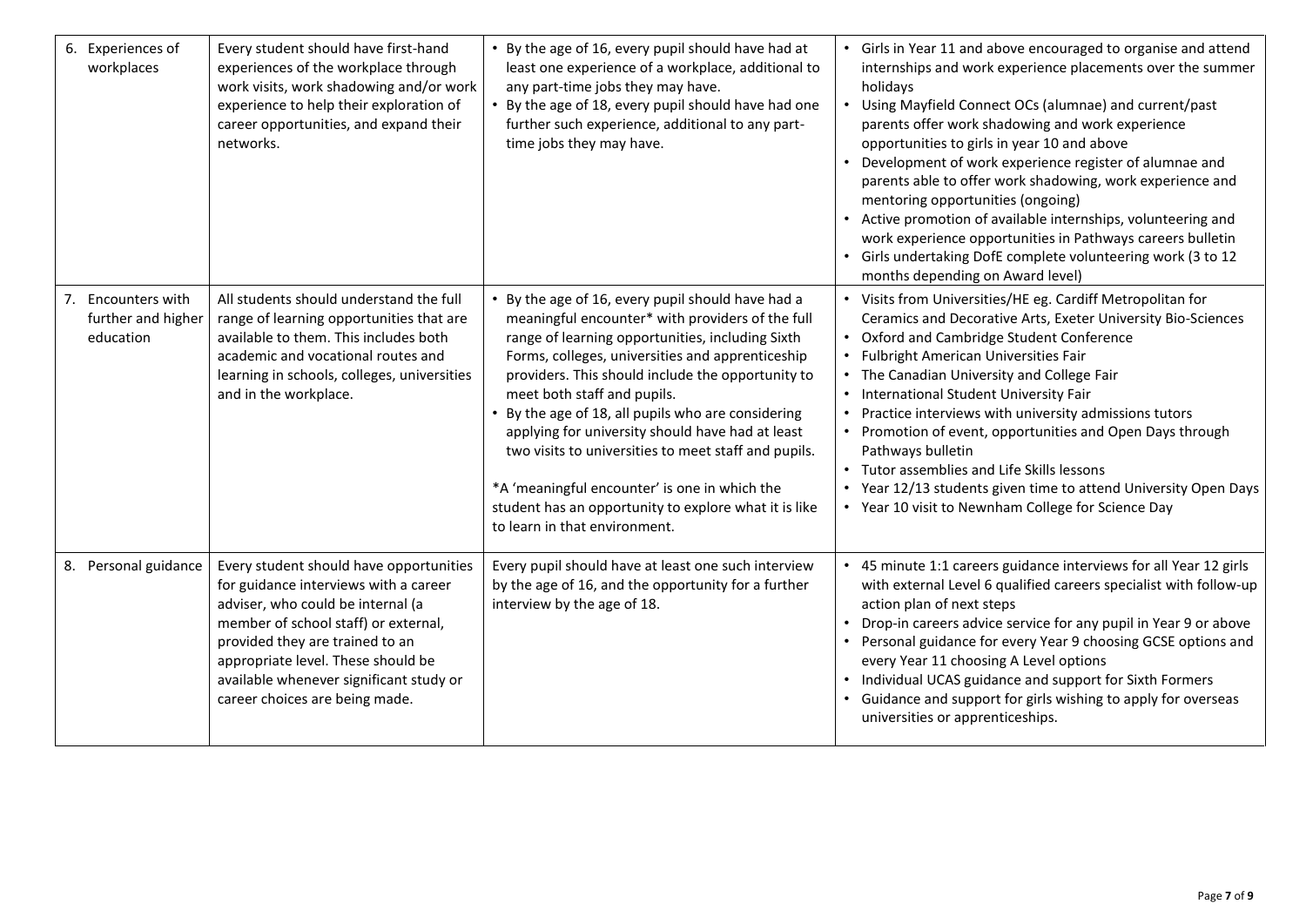| | | | |
|---|---|---|---|
| 6. Experiences of workplaces | Every student should have first-hand experiences of the workplace through work visits, work shadowing and/or work experience to help their exploration of career opportunities, and expand their networks. | • By the age of 16, every pupil should have had at least one experience of a workplace, additional to any part-time jobs they may have.<br>• By the age of 18, every pupil should have had one further such experience, additional to any part-time jobs they may have. | • Girls in Year 11 and above encouraged to organise and attend internships and work experience placements over the summer holidays<br>• Using Mayfield Connect OCs (alumnae) and current/past parents offer work shadowing and work experience opportunities to girls in year 10 and above<br>• Development of work experience register of alumnae and parents able to offer work shadowing, work experience and mentoring opportunities (ongoing)<br>• Active promotion of available internships, volunteering and work experience opportunities in Pathways careers bulletin<br>• Girls undertaking DofE complete volunteering work (3 to 12 months depending on Award level) |
| 7. Encounters with further and higher education | All students should understand the full range of learning opportunities that are available to them. This includes both academic and vocational routes and learning in schools, colleges, universities and in the workplace. | • By the age of 16, every pupil should have had a meaningful encounter* with providers of the full range of learning opportunities, including Sixth Forms, colleges, universities and apprenticeship providers. This should include the opportunity to meet both staff and pupils.<br>• By the age of 18, all pupils who are considering applying for university should have had at least two visits to universities to meet staff and pupils.<br><br>*A 'meaningful encounter' is one in which the student has an opportunity to explore what it is like to learn in that environment. | • Visits from Universities/HE eg. Cardiff Metropolitan for Ceramics and Decorative Arts, Exeter University Bio-Sciences<br>• Oxford and Cambridge Student Conference<br>• Fulbright American Universities Fair<br>• The Canadian University and College Fair<br>• International Student University Fair<br>• Practice interviews with university admissions tutors<br>• Promotion of event, opportunities and Open Days through Pathways bulletin<br>• Tutor assemblies and Life Skills lessons<br>• Year 12/13 students given time to attend University Open Days<br>• Year 10 visit to Newnham College for Science Day |
| 8. Personal guidance | Every student should have opportunities for guidance interviews with a career adviser, who could be internal (a member of school staff) or external, provided they are trained to an appropriate level. These should be available whenever significant study or career choices are being made. | Every pupil should have at least one such interview by the age of 16, and the opportunity for a further interview by the age of 18. | • 45 minute 1:1 careers guidance interviews for all Year 12 girls with external Level 6 qualified careers specialist with follow-up action plan of next steps<br>• Drop-in careers advice service for any pupil in Year 9 or above<br>• Personal guidance for every Year 9 choosing GCSE options and every Year 11 choosing A Level options<br>• Individual UCAS guidance and support for Sixth Formers<br>• Guidance and support for girls wishing to apply for overseas universities or apprenticeships. |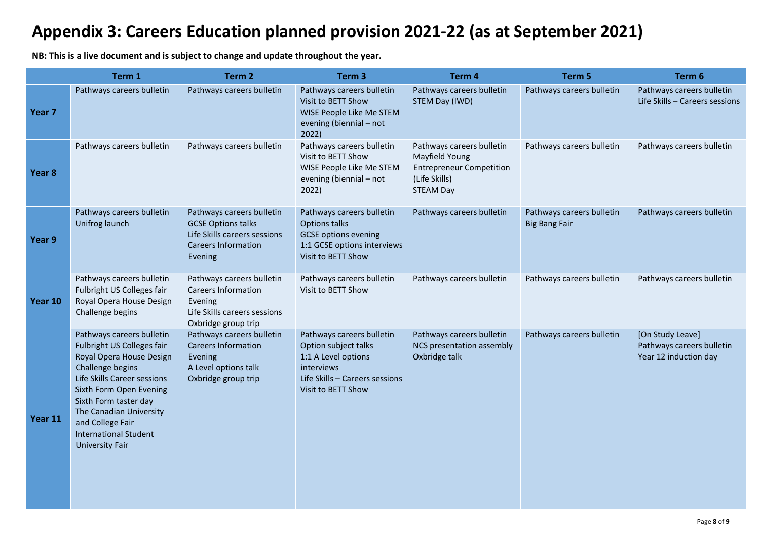# Appendix 3: Careers Education planned provision 2021-22 (as at September 2021)

**NB: This is a live document and is subject to change and update throughout the year.**

| | Term 1 | Term 2 | Term 3 | Term 4 | Term 5 | Term 6 |
|---|---|---|---|---|---|---|
| **Year 7** | Pathways careers bulletin | Pathways careers bulletin | Pathways careers bulletin<br>Visit to BETT Show<br>WISE People Like Me STEM evening (biennial – not 2022) | Pathways careers bulletin<br>STEM Day (IWD) | Pathways careers bulletin | Pathways careers bulletin<br>Life Skills – Careers sessions |
| **Year 8** | Pathways careers bulletin | Pathways careers bulletin | Pathways careers bulletin<br>Visit to BETT Show<br>WISE People Like Me STEM evening (biennial – not 2022) | Pathways careers bulletin<br>Mayfield Young Entrepreneur Competition (Life Skills)<br>STEAM Day | Pathways careers bulletin | Pathways careers bulletin |
| **Year 9** | Pathways careers bulletin<br>Unifrog launch | Pathways careers bulletin<br>GCSE Options talks<br>Life Skills careers sessions<br>Careers Information Evening | Pathways careers bulletin<br>Options talks<br>GCSE options evening<br>1:1 GCSE options interviews<br>Visit to BETT Show | Pathways careers bulletin | Pathways careers bulletin<br>Big Bang Fair | Pathways careers bulletin |
| **Year 10** | Pathways careers bulletin<br>Fulbright US Colleges fair<br>Royal Opera House Design Challenge begins | Pathways careers bulletin<br>Careers Information Evening<br>Life Skills careers sessions<br>Oxbridge group trip | Pathways careers bulletin<br>Visit to BETT Show | Pathways careers bulletin | Pathways careers bulletin | Pathways careers bulletin |
| **Year 11** | Pathways careers bulletin<br>Fulbright US Colleges fair<br>Royal Opera House Design Challenge begins<br>Life Skills Career sessions<br>Sixth Form Open Evening<br>Sixth Form taster day<br>The Canadian University and College Fair<br>International Student University Fair | Pathways careers bulletin<br>Careers Information Evening<br>A Level options talk<br>Oxbridge group trip | Pathways careers bulletin<br>Option subject talks<br>1:1 A Level options interviews<br>Life Skills – Careers sessions<br>Visit to BETT Show | Pathways careers bulletin<br>NCS presentation assembly<br>Oxbridge talk | Pathways careers bulletin | [On Study Leave]<br>Pathways careers bulletin<br>Year 12 induction day |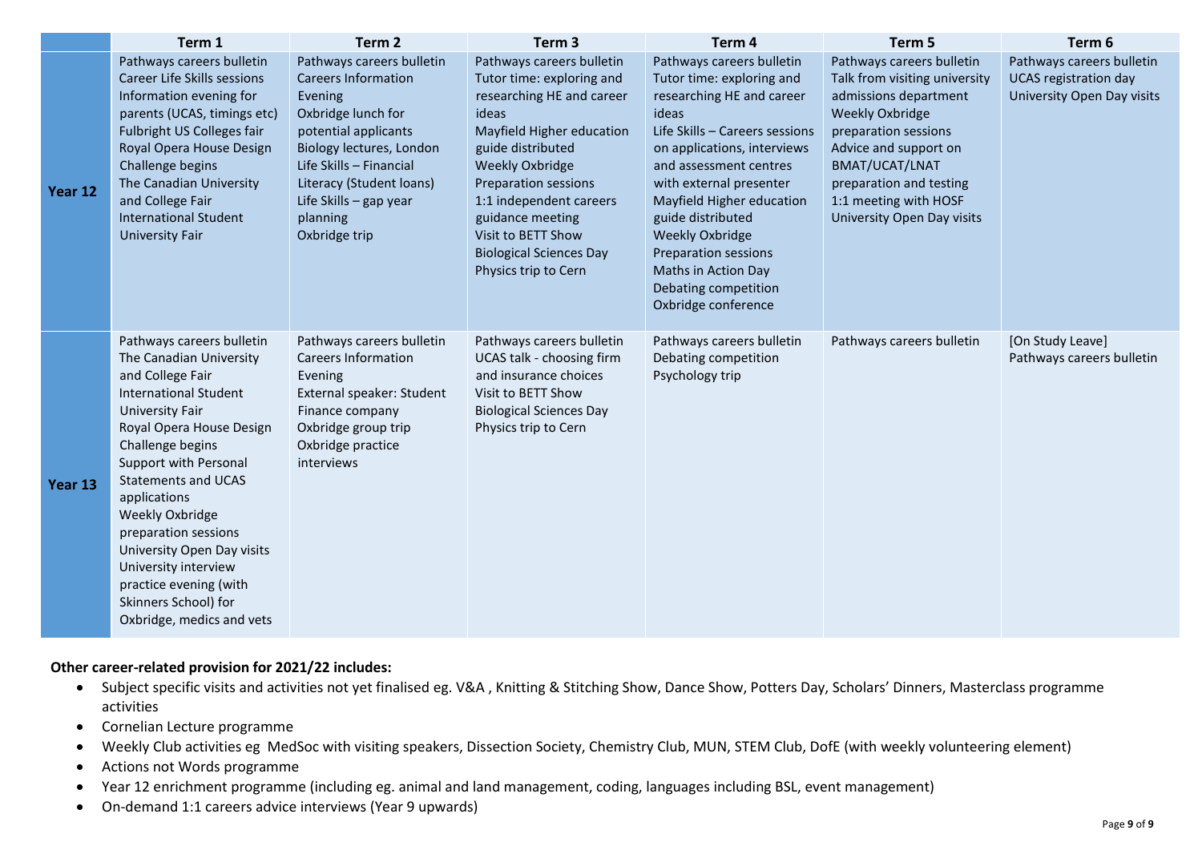| | Term 1 | Term 2 | Term 3 | Term 4 | Term 5 | Term 6 |
|---|---|---|---|---|---|---|
| **Year 12** | Pathways careers bulletin<br>Career Life Skills sessions<br>Information evening for parents (UCAS, timings etc)<br>Fulbright US Colleges fair<br>Royal Opera House Design Challenge begins<br>The Canadian University and College Fair<br>International Student University Fair | Pathways careers bulletin<br>Careers Information Evening<br>Oxbridge lunch for potential applicants<br>Biology lectures, London<br>Life Skills – Financial Literacy (Student loans)<br>Life Skills – gap year planning<br>Oxbridge trip | Pathways careers bulletin<br>Tutor time: exploring and researching HE and career ideas<br>Mayfield Higher education guide distributed<br>Weekly Oxbridge Preparation sessions<br>1:1 independent careers guidance meeting<br>Visit to BETT Show<br>Biological Sciences Day<br>Physics trip to Cern | Pathways careers bulletin<br>Tutor time: exploring and researching HE and career ideas<br>Life Skills – Careers sessions on applications, interviews and assessment centres with external presenter<br>Mayfield Higher education guide distributed<br>Weekly Oxbridge Preparation sessions<br>Maths in Action Day<br>Debating competition<br>Oxbridge conference | Pathways careers bulletin<br>Talk from visiting university admissions department<br>Weekly Oxbridge preparation sessions<br>Advice and support on BMAT/UCAT/LNAT preparation and testing<br>1:1 meeting with HOSF<br>University Open Day visits | Pathways careers bulletin<br>UCAS registration day<br>University Open Day visits |
| **Year 13** | Pathways careers bulletin<br>The Canadian University and College Fair<br>International Student University Fair<br>Royal Opera House Design Challenge begins<br>Support with Personal Statements and UCAS applications<br>Weekly Oxbridge preparation sessions<br>University Open Day visits<br>University interview practice evening (with Skinners School) for Oxbridge, medics and vets | Pathways careers bulletin<br>Careers Information Evening<br>External speaker: Student Finance company<br>Oxbridge group trip<br>Oxbridge practice interviews | Pathways careers bulletin<br>UCAS talk - choosing firm and insurance choices<br>Visit to BETT Show<br>Biological Sciences Day<br>Physics trip to Cern | Pathways careers bulletin<br>Debating competition<br>Psychology trip | Pathways careers bulletin | [On Study Leave]<br>Pathways careers bulletin |

**Other career-related provision for 2021/22 includes:**

- Subject specific visits and activities not yet finalised eg. V&A , Knitting & Stitching Show, Dance Show, Potters Day, Scholars' Dinners, Masterclass programme activities
- Cornelian Lecture programme
- Weekly Club activities eg MedSoc with visiting speakers, Dissection Society, Chemistry Club, MUN, STEM Club, DofE (with weekly volunteering element)
- Actions not Words programme
- Year 12 enrichment programme (including eg. animal and land management, coding, languages including BSL, event management)
- On-demand 1:1 careers advice interviews (Year 9 upwards)